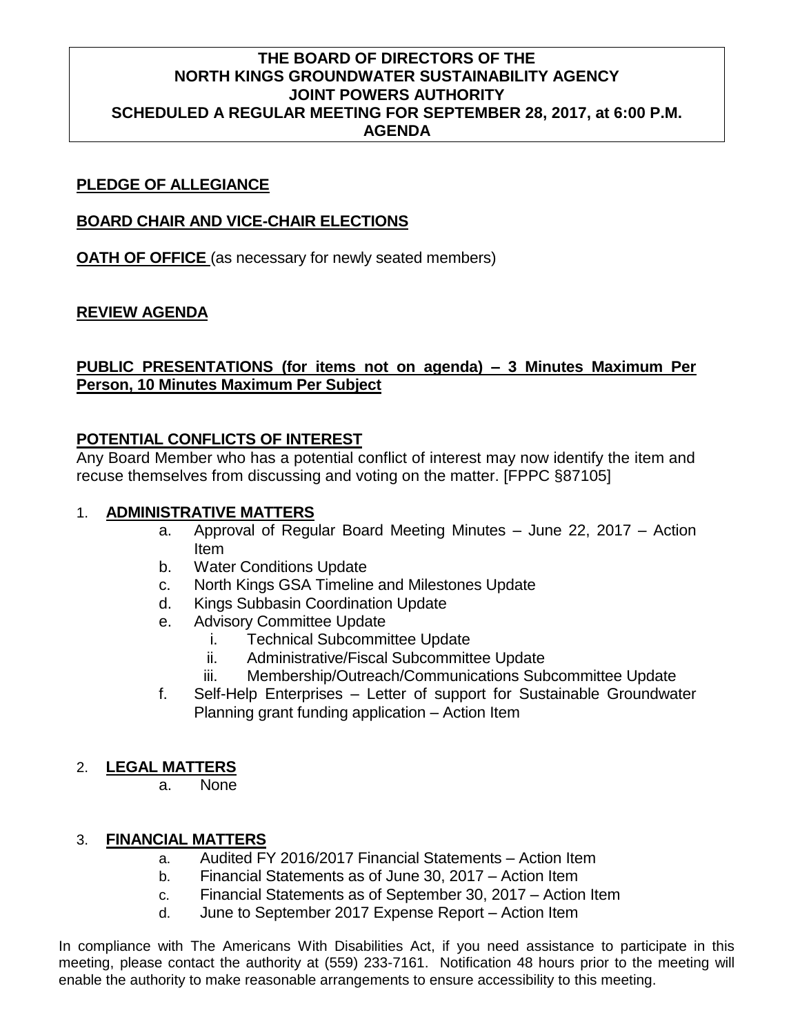# THE BOARD OF DIRECTORS OF THE NORTH KINGS GROUNDWATER SUSTAINABILITY AGENCY JOINT POWERS AUTHORITY SCHEDULED A REGULAR MEETING FOR SEPTEMBER 28, 2017, at 6:00 P.M. AGENDA

**PLEDGE OF ALLEGIANCE**

**BOARD CHAIR AND VICE-CHAIR ELECTIONS**

**OATH OF OFFICE** (as necessary for newly seated members)

**REVIEW AGENDA**

**PUBLIC PRESENTATIONS (for items not on agenda) – 3 Minutes Maximum Per Person, 10 Minutes Maximum Per Subject**

**POTENTIAL CONFLICTS OF INTEREST**

Any Board Member who has a potential conflict of interest may now identify the item and recuse themselves from discussing and voting on the matter. [FPPC §87105]

1. **ADMINISTRATIVE MATTERS**
   - a. Approval of Regular Board Meeting Minutes – June 22, 2017 – Action Item
   - b. Water Conditions Update
   - c. North Kings GSA Timeline and Milestones Update
   - d. Kings Subbasin Coordination Update
   - e. Advisory Committee Update
     - i. Technical Subcommittee Update
     - ii. Administrative/Fiscal Subcommittee Update
     - iii. Membership/Outreach/Communications Subcommittee Update
   - f. Self-Help Enterprises – Letter of support for Sustainable Groundwater Planning grant funding application – Action Item

2. **LEGAL MATTERS**
   - a. None

3. **FINANCIAL MATTERS**
   - a. Audited FY 2016/2017 Financial Statements – Action Item
   - b. Financial Statements as of June 30, 2017 – Action Item
   - c. Financial Statements as of September 30, 2017 – Action Item
   - d. June to September 2017 Expense Report – Action Item

In compliance with The Americans With Disabilities Act, if you need assistance to participate in this meeting, please contact the authority at (559) 233-7161. Notification 48 hours prior to the meeting will enable the authority to make reasonable arrangements to ensure accessibility to this meeting.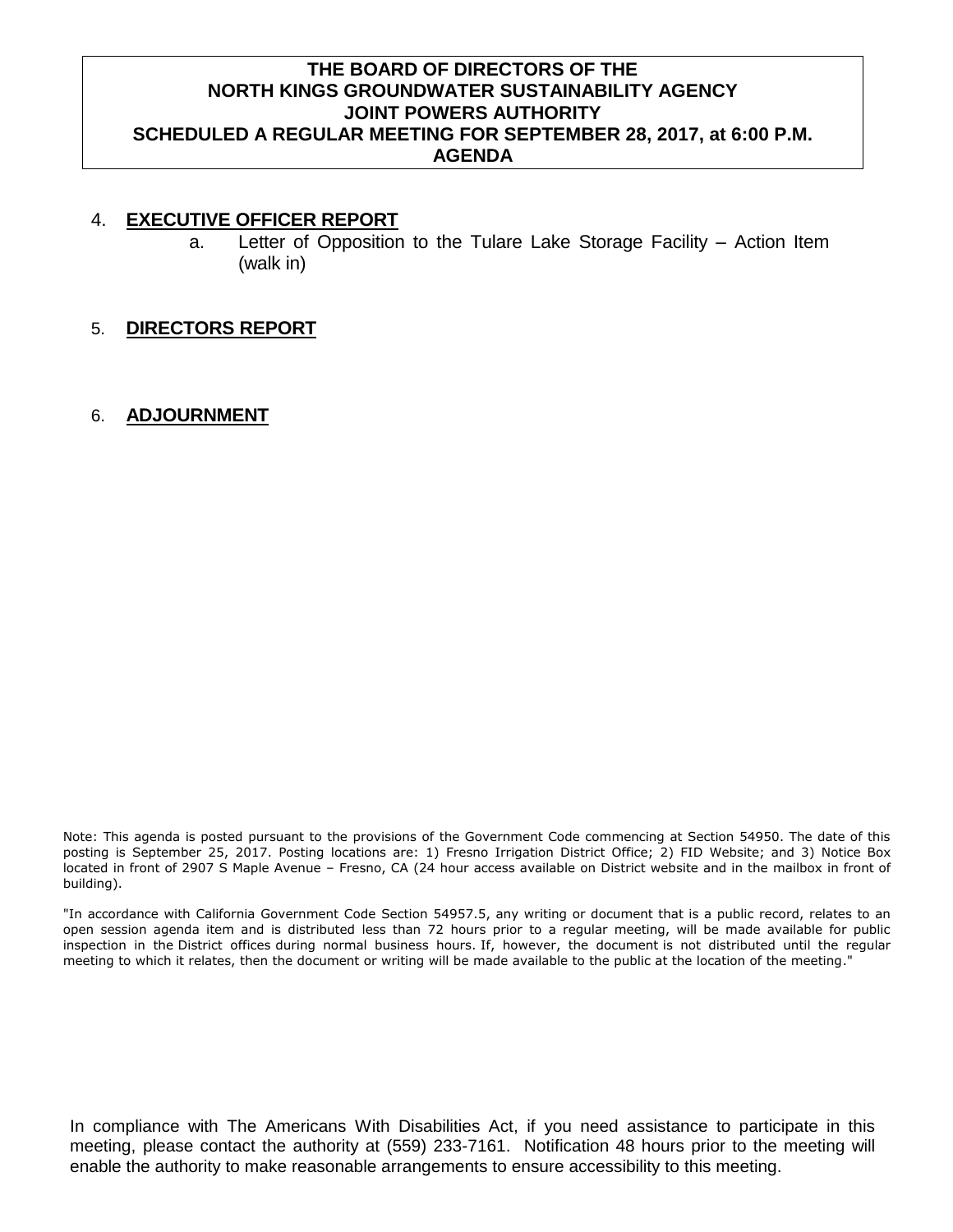**THE BOARD OF DIRECTORS OF THE**
**NORTH KINGS GROUNDWATER SUSTAINABILITY AGENCY**
**JOINT POWERS AUTHORITY**
**SCHEDULED A REGULAR MEETING FOR SEPTEMBER 28, 2017, at 6:00 P.M.**
**AGENDA**

4. **EXECUTIVE OFFICER REPORT**
   a. Letter of Opposition to the Tulare Lake Storage Facility – Action Item (walk in)

5. **DIRECTORS REPORT**

6. **ADJOURNMENT**

Note: This agenda is posted pursuant to the provisions of the Government Code commencing at Section 54950. The date of this posting is September 25, 2017. Posting locations are: 1) Fresno Irrigation District Office; 2) FID Website; and 3) Notice Box located in front of 2907 S Maple Avenue – Fresno, CA (24 hour access available on District website and in the mailbox in front of building).

"In accordance with California Government Code Section 54957.5, any writing or document that is a public record, relates to an open session agenda item and is distributed less than 72 hours prior to a regular meeting, will be made available for public inspection in the District offices during normal business hours. If, however, the document is not distributed until the regular meeting to which it relates, then the document or writing will be made available to the public at the location of the meeting."

In compliance with The Americans With Disabilities Act, if you need assistance to participate in this meeting, please contact the authority at (559) 233-7161. Notification 48 hours prior to the meeting will enable the authority to make reasonable arrangements to ensure accessibility to this meeting.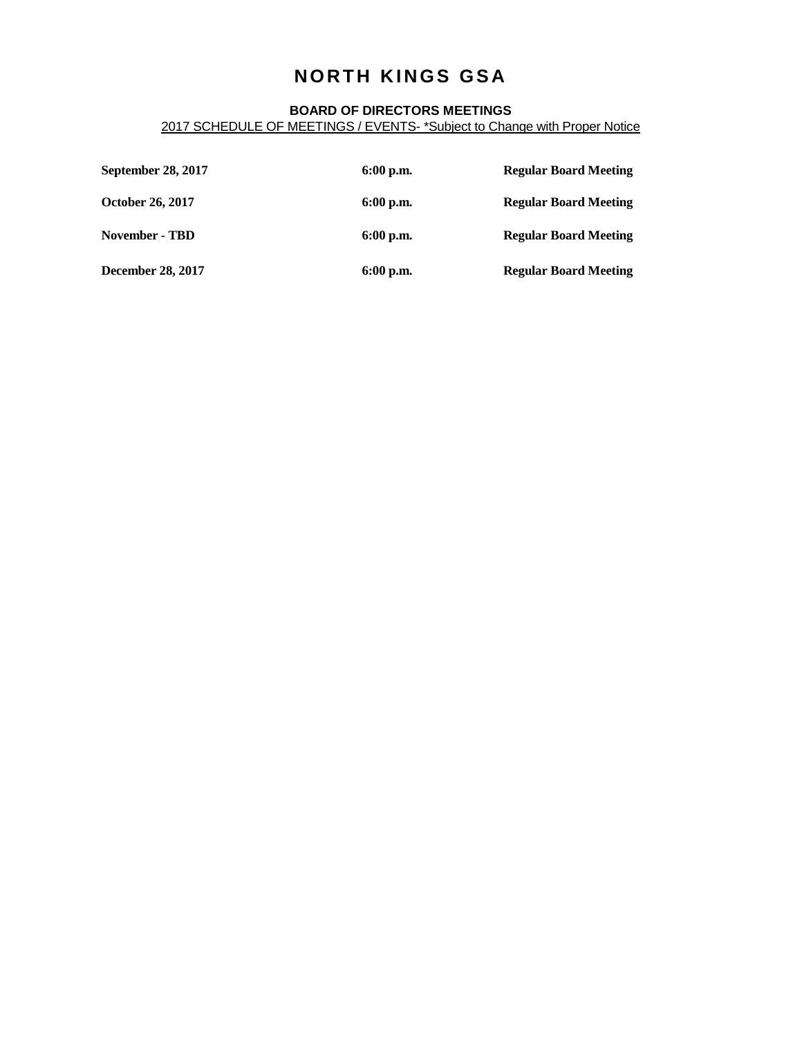# NORTH KINGS GSA

**BOARD OF DIRECTORS MEETINGS**

2017 SCHEDULE OF MEETINGS / EVENTS- *Subject to Change with Proper Notice

| | | |
|---|---|---|
| **September 28, 2017** | **6:00 p.m.** | **Regular Board Meeting** |
| **October 26, 2017** | **6:00 p.m.** | **Regular Board Meeting** |
| **November - TBD** | **6:00 p.m.** | **Regular Board Meeting** |
| **December 28, 2017** | **6:00 p.m.** | **Regular Board Meeting** |